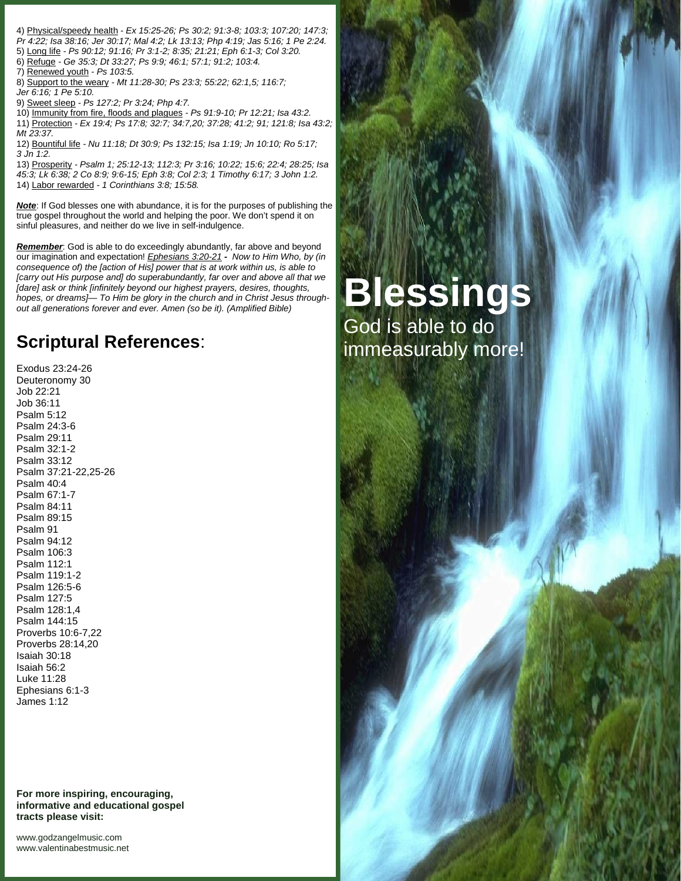4) Physical/speedy health - *Ex 15:25-26; Ps 30:2; 91:3-8; 103:3; 107:20; 147:3; Pr 4:22; Isa 38:16; Jer 30:17; Mal 4:2; Lk 13:13; Php 4:19; Jas 5:16; 1 Pe 2:24.*
5) Long life - *Ps 90:12; 91:16; Pr 3:1-2; 8:35; 21:21; Eph 6:1-3; Col 3:20.*
6) Refuge - *Ge 35:3; Dt 33:27; Ps 9:9; 46:1; 57:1; 91:2; 103:4.*
7) Renewed youth - *Ps 103:5.*
8) Support to the weary - *Mt 11:28-30; Ps 23:3; 55:22; 62:1,5; 116:7; Jer 6:16; 1 Pe 5:10.*
9) Sweet sleep - *Ps 127:2; Pr 3:24; Php 4:7.*
10) Immunity from fire, floods and plagues - *Ps 91:9-10; Pr 12:21; Isa 43:2.*
11) Protection - *Ex 19:4; Ps 17:8; 32:7; 34:7,20; 37:28; 41:2; 91; 121:8; Isa 43:2; Mt 23:37.*
12) Bountiful life - *Nu 11:18; Dt 30:9; Ps 132:15; Isa 1:19; Jn 10:10; Ro 5:17; 3 Jn 1:2.*
13) Prosperity - *Psalm 1; 25:12-13; 112:3; Pr 3:16; 10:22; 15:6; 22:4; 28:25; Isa 45:3; Lk 6:38; 2 Co 8:9; 9:6-15; Eph 3:8; Col 2:3; 1 Timothy 6:17; 3 John 1:2.*
14) Labor rewarded - *1 Corinthians 3:8; 15:58.*

***Note***: If God blesses one with abundance, it is for the purposes of publishing the true gospel throughout the world and helping the poor. We don't spend it on sinful pleasures, and neither do we live in self-indulgence.

***Remember***: God is able to do exceedingly abundantly, far above and beyond our imagination and expectation! *Ephesians 3:20-21* **-** *Now to Him Who, by (in consequence of) the [action of His] power that is at work within us, is able to [carry out His purpose and] do superabundantly, far over and above all that we [dare] ask or think [infinitely beyond our highest prayers, desires, thoughts, hopes, or dreams]— To Him be glory in the church and in Christ Jesus throughout all generations forever and ever. Amen (so be it). (Amplified Bible)*

## Scriptural References:

Exodus 23:24-26
Deuteronomy 30
Job 22:21
Job 36:11
Psalm 5:12
Psalm 24:3-6
Psalm 29:11
Psalm 32:1-2
Psalm 33:12
Psalm 37:21-22,25-26
Psalm 40:4
Psalm 67:1-7
Psalm 84:11
Psalm 89:15
Psalm 91
Psalm 94:12
Psalm 106:3
Psalm 112:1
Psalm 119:1-2
Psalm 126:5-6
Psalm 127:5
Psalm 128:1,4
Psalm 144:15
Proverbs 10:6-7,22
Proverbs 28:14,20
Isaiah 30:18
Isaiah 56:2
Luke 11:28
Ephesians 6:1-3
James 1:12

**For more inspiring, encouraging, informative and educational gospel tracts please visit:**

www.godzangelmusic.com
www.valentinabestmusic.net

# Blessings

God is able to do immeasurably more!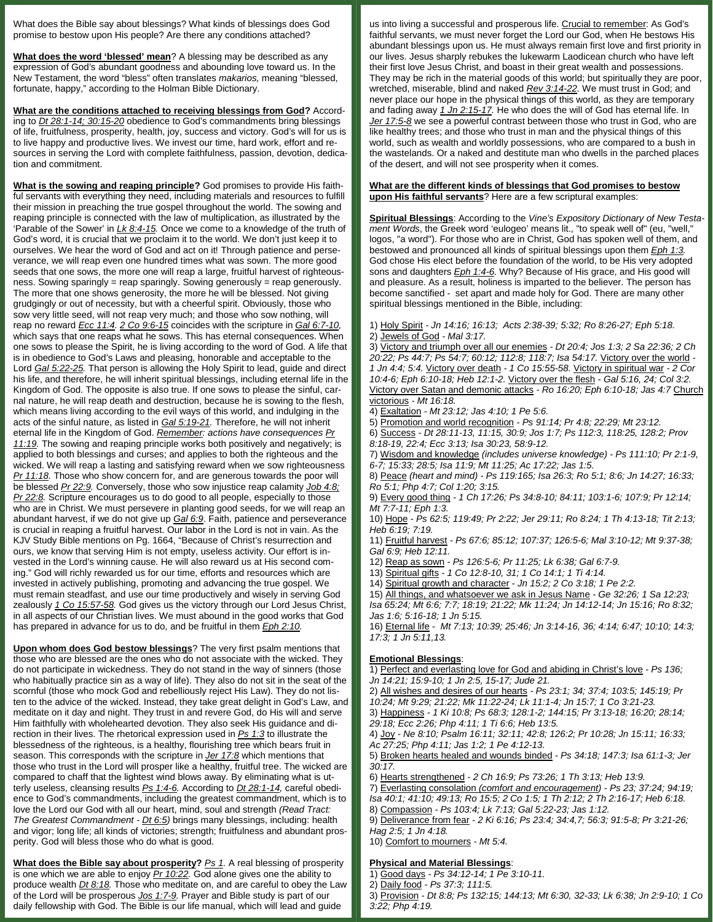What does the Bible say about blessings? What kinds of blessings does God promise to bestow upon His people? Are there any conditions attached?

**What does the word 'blessed' mean**? A blessing may be described as any expression of God's abundant goodness and abounding love toward us. In the New Testament, the word "bless" often translates *makarios,* meaning "blessed, fortunate, happy," according to the Holman Bible Dictionary.

**What are the conditions attached to receiving blessings from God?** According to *Dt 28:1-14; 30:15-20* obedience to God's commandments bring blessings of life, fruitfulness, prosperity, health, joy, success and victory. God's will for us is to live happy and productive lives. We invest our time, hard work, effort and resources in serving the Lord with complete faithfulness, passion, devotion, dedication and commitment.

**What is the sowing and reaping principle?** God promises to provide His faithful servants with everything they need, including materials and resources to fulfill their mission in preaching the true gospel throughout the world. The sowing and reaping principle is connected with the law of multiplication, as illustrated by the 'Parable of the Sower' in *Lk 8:4-15.* Once we come to a knowledge of the truth of God's word, it is crucial that we proclaim it to the world. We don't just keep it to ourselves. We hear the word of God and act on it! Through patience and perseverance, we will reap even one hundred times what was sown. The more good seeds that one sows, the more one will reap a large, fruitful harvest of righteousness. Sowing sparingly = reap sparingly. Sowing generously = reap generously. The more that one shows generosity, the more he will be blessed. Not giving grudgingly or out of necessity, but with a cheerful spirit. Obviously, those who sow very little seed, will not reap very much; and those who sow nothing, will reap no reward *Ecc 11:4. 2 Co 9:6-15* coincides with the scripture in *Gal 6:7-10,* which says that one reaps what he sows. This has eternal consequences. When one sows to please the Spirit, he is living according to the word of God. A life that is in obedience to God's Laws and pleasing, honorable and acceptable to the Lord *Gal 5:22-25.* That person is allowing the Holy Spirit to lead, guide and direct his life, and therefore, he will inherit spiritual blessings, including eternal life in the Kingdom of God. The opposite is also true. If one sows to please the sinful, carnal nature, he will reap death and destruction, because he is sowing to the flesh, which means living according to the evil ways of this world, and indulging in the acts of the sinful nature, as listed in *Gal 5:19-21.* Therefore, he will not inherit eternal life in the Kingdom of God. *Remember: actions have consequences Pr 11:19.* The sowing and reaping principle works both positively and negatively; is applied to both blessings and curses; and applies to both the righteous and the wicked. We will reap a lasting and satisfying reward when we sow righteousness *Pr 11:18.* Those who show concern for, and are generous towards the poor will be blessed *Pr 22:9.* Conversely, those who sow injustice reap calamity *Job 4:8; Pr 22:8.* Scripture encourages us to do good to all people, especially to those who are in Christ. We must persevere in planting good seeds, for we will reap an abundant harvest, if we do not give up *Gal 6:9*. Faith, patience and perseverance is crucial in reaping a fruitful harvest. Our labor in the Lord is not in vain. As the KJV Study Bible mentions on Pg. 1664, "Because of Christ's resurrection and ours, we know that serving Him is not empty, useless activity. Our effort is invested in the Lord's winning cause. He will also reward us at His second coming." God will richly rewarded us for our time, efforts and resources which are invested in actively publishing, promoting and advancing the true gospel. We must remain steadfast, and use our time productively and wisely in serving God zealously *1 Co 15:57-58.* God gives us the victory through our Lord Jesus Christ, in all aspects of our Christian lives. We must abound in the good works that God has prepared in advance for us to do, and be fruitful in them *Eph 2:10.*

**Upon whom does God bestow blessings**? The very first psalm mentions that those who are blessed are the ones who do not associate with the wicked. They do not participate in wickedness. They do not stand in the way of sinners (those who habitually practice sin as a way of life). They also do not sit in the seat of the scornful (those who mock God and rebelliously reject His Law). They do not listen to the advice of the wicked. Instead, they take great delight in God's Law, and meditate on it day and night. They trust in and revere God, do His will and serve Him faithfully with wholehearted devotion. They also seek His guidance and direction in their lives. The rhetorical expression used in *Ps 1:3* to illustrate the blessedness of the righteous, is a healthy, flourishing tree which bears fruit in season. This corresponds with the scripture in *Jer 17:8* which mentions that those who trust in the Lord will prosper like a healthy, fruitful tree. The wicked are compared to chaff that the lightest wind blows away. By eliminating what is utterly useless, cleansing results *Ps 1:4-6.* According to *Dt 28:1-14,* careful obedience to God's commandments, including the greatest commandment, which is to love the Lord our God with all our heart, mind, soul and strength *(Read Tract: The Greatest Commandment - Dt 6:5)* brings many blessings, including: health and vigor; long life; all kinds of victories; strength; fruitfulness and abundant prosperity. God will bless those who do what is good.

**What does the Bible say about prosperity?** *Ps 1.* A real blessing of prosperity is one which we are able to enjoy *Pr 10:22.* God alone gives one the ability to produce wealth *Dt 8:18.* Those who meditate on, and are careful to obey the Law of the Lord will be prosperous *Jos 1:7-9.* Prayer and Bible study is part of our daily fellowship with God. The Bible is our life manual, which will lead and guide us into living a successful and prosperous life. Crucial to remember: As God's faithful servants, we must never forget the Lord our God, when He bestows His abundant blessings upon us. He must always remain first love and first priority in our lives. Jesus sharply rebukes the lukewarm Laodicean church who have left their first love Jesus Christ, and boast in their great wealth and possessions. They may be rich in the material goods of this world; but spiritually they are poor, wretched, miserable, blind and naked *Rev 3:14-22.* We must trust in God; and never place our hope in the physical things of this world, as they are temporary and fading away *1 Jn 2:15-17.* He who does the will of God has eternal life. In *Jer 17:5-8* we see a powerful contrast between those who trust in God, who are like healthy trees; and those who trust in man and the physical things of this world, such as wealth and worldly possessions, who are compared to a bush in the wastelands. Or a naked and destitute man who dwells in the parched places of the desert, and will not see prosperity when it comes.

**What are the different kinds of blessings that God promises to bestow upon His faithful servants**? Here are a few scriptural examples:

**Spiritual Blessings**: According to the *Vine's Expository Dictionary of New Testament Words*, the Greek word 'eulogeo' means lit., "to speak well of" (eu, "well," logos, "a word"). For those who are in Christ, God has spoken well of them, and bestowed and pronounced all kinds of spiritual blessings upon them *Eph 1:3.* God chose His elect before the foundation of the world, to be His very adopted sons and daughters *Eph 1:4-6.* Why? Because of His grace, and His good will and pleasure. As a result, holiness is imparted to the believer. The person has become sanctified - set apart and made holy for God. There are many other spiritual blessings mentioned in the Bible, including:

1) Holy Spirit - *Jn 14:16; 16:13; Acts 2:38-39; 5:32; Ro 8:26-27; Eph 5:18.*
2) Jewels of God - *Mal 3:17.*
3) Victory and triumph over all our enemies - *Dt 20:4; Jos 1:3; 2 Sa 22:36; 2 Ch 20:22; Ps 44:7; Ps 54:7; 60:12; 112:8; 118:7; Isa 54:17.* Victory over the world - *1 Jn 4:4; 5:4.* Victory over death - *1 Co 15:55-58.* Victory in spiritual war - *2 Cor 10:4-6; Eph 6:10-18; Heb 12:1-2.* Victory over the flesh - *Gal 5:16, 24; Col 3:2.* Victory over Satan and demonic attacks - *Ro 16:20; Eph 6:10-18; Jas 4:7* Church victorious - *Mt 16:18.*
4) Exaltation - *Mt 23:12; Jas 4:10; 1 Pe 5:6.*
5) Promotion and world recognition - *Ps 91:14; Pr 4:8; 22:29; Mt 23:12.*
6) Success - *Dt 28:11-13, 11:15, 30:9; Jos 1:7; Ps 112:3, 118:25, 128:2; Prov 8:18-19, 22:4; Ecc 3:13; Isa 30:23, 58:9-12.*
7) Wisdom and knowledge *(includes universe knowledge) - Ps 111:10; Pr 2:1-9, 6-7; 15:33; 28:5; Isa 11:9; Mt 11:25; Ac 17:22; Jas 1:5.*
8) Peace *(heart and mind) - Ps 119:165; Isa 26:3; Ro 5:1; 8:6; Jn 14:27; 16:33; Ro 5:1; Php 4:7; Col 1:20; 3:15.*
9) Every good thing - *1 Ch 17:26; Ps 34:8-10; 84:11; 103:1-6; 107:9; Pr 12:14; Mt 7:7-11; Eph 1:3.*
10) Hope - *Ps 62:5; 119:49; Pr 2:22; Jer 29:11; Ro 8:24; 1 Th 4:13-18; Tit 2:13; Heb 6:19; 7:19.*
11) Fruitful harvest - *Ps 67:6; 85:12; 107:37; 126:5-6; Mal 3:10-12; Mt 9:37-38; Gal 6:9; Heb 12:11.*
12) Reap as sown - *Ps 126:5-6; Pr 11:25; Lk 6:38; Gal 6:7-9.*
13) Spiritual gifts - *1 Co 12:8-10, 31; 1 Co 14:1; 1 Ti 4:14.*
14) Spiritual growth and character - *Jn 15:2; 2 Co 3:18; 1 Pe 2:2.*
15) All things, and whatsoever we ask in Jesus Name - *Ge 32:26; 1 Sa 12:23; Isa 65:24; Mt 6:6; 7:7; 18:19; 21:22; Mk 11:24; Jn 14:12-14; Jn 15:16; Ro 8:32; Jas 1:6; 5:16-18; 1 Jn 5:15.*
16) Eternal life - *Mt 7:13; 10:39; 25:46; Jn 3:14-16, 36; 4:14; 6:47; 10:10; 14:3; 17:3; 1 Jn 5:11,13.*

**Emotional Blessings**:
1) Perfect and everlasting love for God and abiding in Christ's love - *Ps 136; Jn 14:21; 15:9-10; 1 Jn 2:5, 15-17; Jude 21.*
2) All wishes and desires of our hearts - *Ps 23:1; 34; 37:4; 103:5; 145:19; Pr 10:24; Mt 9:29; 21:22; Mk 11:22-24; Lk 11:1-4; Jn 15:7; 1 Co 3:21-23.*
3) Happiness - *1 Ki 10:8; Ps 68:3; 128:1-2; 144:15; Pr 3:13-18; 16:20; 28:14; 29:18; Ecc 2:26; Php 4:11; 1 Ti 6:6; Heb 13:5.*
4) Joy - *Ne 8:10; Psalm 16:11; 32:11; 42:8; 126:2; Pr 10:28; Jn 15:11; 16:33; Ac 27:25; Php 4:11; Jas 1:2; 1 Pe 4:12-13.*
5) Broken hearts healed and wounds binded - *Ps 34:18; 147:3; Isa 61:1-3; Jer 30:17.*
6) Hearts strengthened - *2 Ch 16:9; Ps 73:26; 1 Th 3:13; Heb 13:9.*
7) Everlasting consolation *(comfort and encouragement) - Ps 23; 37:24; 94:19; Isa 40:1; 41:10; 49:13; Ro 15:5; 2 Co 1:5; 1 Th 2:12; 2 Th 2:16-17; Heb 6:18.*
8) Compassion - *Ps 103:4; Lk 7:13; Gal 5:22-23; Jas 1:12.*
9) Deliverance from fear - *2 Ki 6:16; Ps 23:4; 34:4,7; 56:3; 91:5-8; Pr 3:21-26; Hag 2:5; 1 Jn 4:18.*
10) Comfort to mourners - *Mt 5:4.*

**Physical and Material Blessings**:
1) Good days - *Ps 34:12-14; 1 Pe 3:10-11.*
2) Daily food - *Ps 37:3; 111:5.*
3) Provision - *Dt 8:8; Ps 132:15; 144:13; Mt 6:30, 32-33; Lk 6:38; Jn 2:9-10; 1 Co 3:22; Php 4:19.*